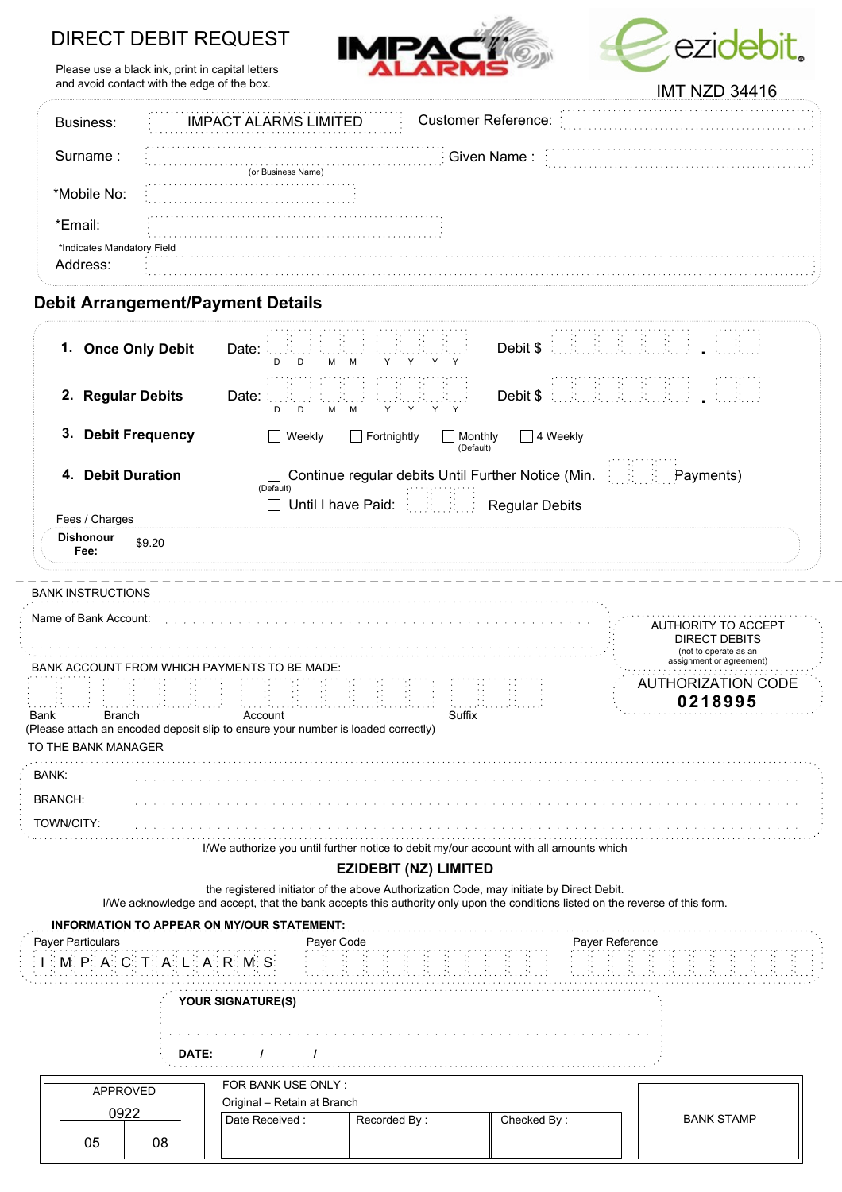# DIRECT DEBIT REQUEST

Please use a black ink, print in capital letters and avoid contact with the edge of the box.

IMPACT ALARMS

ezidebit

IMT NZD 34416

Business: IMPACT ALARMS LIMITED

Customer Reference:

Surname : (or Business Name)

Given Name :

*Mobile No:

*Email:

*Indicates Mandatory Field

Address:

## Debit Arrangement/Payment Details

**1. Once Only Debit** Date: D D M M Y Y Y Y Debit $ .

**2. Regular Debits** Date: D D M M Y Y Y Y Debit $ .

**3. Debit Frequency** ☐ Weekly ☐ Fortnightly ☐ Monthly (Default) ☐ 4 Weekly

**4. Debit Duration** ☐ Continue regular debits Until Further Notice (Min. Payments) (Default)

☐ Until I have Paid: Regular Debits

Fees / Charges

**Dishonour Fee:** $9.20

---

BANK INSTRUCTIONS

Name of Bank Account:

AUTHORITY TO ACCEPT DIRECT DEBITS
(not to operate as an assignment or agreement)

AUTHORIZATION CODE
**0218995**

BANK ACCOUNT FROM WHICH PAYMENTS TO BE MADE:

Bank | Branch | Account | Suffix

(Please attach an encoded deposit slip to ensure your number is loaded correctly)

TO THE BANK MANAGER

BANK:

BRANCH:

TOWN/CITY:

I/We authorize you until further notice to debit my/our account with all amounts which

**EZIDEBIT (NZ) LIMITED**

the registered initiator of the above Authorization Code, may initiate by Direct Debit.
I/We acknowledge and accept, that the bank accepts this authority only upon the conditions listed on the reverse of this form.

**INFORMATION TO APPEAR ON MY/OUR STATEMENT:**

| Payer Particulars | Payer Code | Payer Reference |
|---|---|---|
| I M P A C T A L A R M S | | |

**YOUR SIGNATURE(S)**

**DATE:** / /

| APPROVED | FOR BANK USE ONLY : Original – Retain at Branch | BANK STAMP |
|---|---|---|
| 0922 | Date Received : / Recorded By : / Checked By : | |
| 05 08 | | |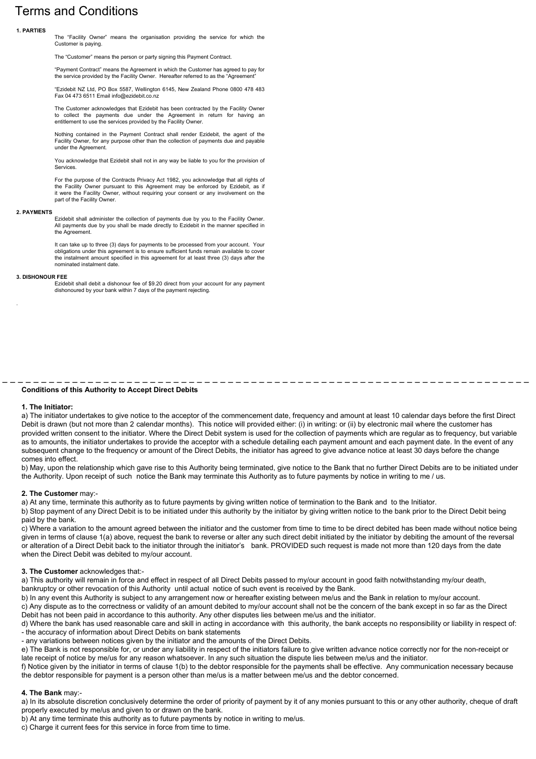# Terms and Conditions

**1. PARTIES**

The "Facility Owner" means the organisation providing the service for which the Customer is paying.

The "Customer" means the person or party signing this Payment Contract.

"Payment Contract" means the Agreement in which the Customer has agreed to pay for the service provided by the Facility Owner. Hereafter referred to as the "Agreement"

"Ezidebit NZ Ltd, PO Box 5587, Wellington 6145, New Zealand Phone 0800 478 483 Fax 04 473 6511 Email info@ezidebit.co.nz

The Customer acknowledges that Ezidebit has been contracted by the Facility Owner to collect the payments due under the Agreement in return for having an entitlement to use the services provided by the Facility Owner.

Nothing contained in the Payment Contract shall render Ezidebit, the agent of the Facility Owner, for any purpose other than the collection of payments due and payable under the Agreement.

You acknowledge that Ezidebit shall not in any way be liable to you for the provision of Services.

For the purpose of the Contracts Privacy Act 1982, you acknowledge that all rights of the Facility Owner pursuant to this Agreement may be enforced by Ezidebit, as if it were the Facility Owner, without requiring your consent or any involvement on the part of the Facility Owner.

**2. PAYMENTS**

Ezidebit shall administer the collection of payments due by you to the Facility Owner. All payments due by you shall be made directly to Ezidebit in the manner specified in the Agreement.

It can take up to three (3) days for payments to be processed from your account. Your obligations under this agreement is to ensure sufficient funds remain available to cover the instalment amount specified in this agreement for at least three (3) days after the nominated instalment date.

**3. DISHONOUR FEE**

Ezidebit shall debit a dishonour fee of $9.20 direct from your account for any payment dishonoured by your bank within 7 days of the payment rejecting.

.

---

**Conditions of this Authority to Accept Direct Debits**

**1. The Initiator:**

a) The initiator undertakes to give notice to the acceptor of the commencement date, frequency and amount at least 10 calendar days before the first Direct Debit is drawn (but not more than 2 calendar months). This notice will provided either: (i) in writing: or (ii) by electronic mail where the customer has provided written consent to the initiator. Where the Direct Debit system is used for the collection of payments which are regular as to frequency, but variable as to amounts, the initiator undertakes to provide the acceptor with a schedule detailing each payment amount and each payment date. In the event of any subsequent change to the frequency or amount of the Direct Debits, the initiator has agreed to give advance notice at least 30 days before the change comes into effect.

b) May, upon the relationship which gave rise to this Authority being terminated, give notice to the Bank that no further Direct Debits are to be initiated under the Authority. Upon receipt of such notice the Bank may terminate this Authority as to future payments by notice in writing to me / us.

**2. The Customer** may:-

a) At any time, terminate this authority as to future payments by giving written notice of termination to the Bank and to the Initiator.

b) Stop payment of any Direct Debit is to be initiated under this authority by the initiator by giving written notice to the bank prior to the Direct Debit being paid by the bank.

c) Where a variation to the amount agreed between the initiator and the customer from time to time to be direct debited has been made without notice being given in terms of clause 1(a) above, request the bank to reverse or alter any such direct debit initiated by the initiator by debiting the amount of the reversal or alteration of a Direct Debit back to the initiator through the initiator's bank. PROVIDED such request is made not more than 120 days from the date when the Direct Debit was debited to my/our account.

**3. The Customer** acknowledges that:-

a) This authority will remain in force and effect in respect of all Direct Debits passed to my/our account in good faith notwithstanding my/our death, bankruptcy or other revocation of this Authority until actual notice of such event is received by the Bank.

b) In any event this Authority is subject to any arrangement now or hereafter existing between me/us and the Bank in relation to my/our account.

c) Any dispute as to the correctness or validity of an amount debited to my/our account shall not be the concern of the bank except in so far as the Direct Debit has not been paid in accordance to this authority. Any other disputes lies between me/us and the initiator.

d) Where the bank has used reasonable care and skill in acting in accordance with this authority, the bank accepts no responsibility or liability in respect of:
- the accuracy of information about Direct Debits on bank statements
- any variations between notices given by the initiator and the amounts of the Direct Debits.

e) The Bank is not responsible for, or under any liability in respect of the initiators failure to give written advance notice correctly nor for the non-receipt or late receipt of notice by me/us for any reason whatsoever. In any such situation the dispute lies between me/us and the initiator.

f) Notice given by the initiator in terms of clause 1(b) to the debtor responsible for the payments shall be effective. Any communication necessary because the debtor responsible for payment is a person other than me/us is a matter between me/us and the debtor concerned.

**4. The Bank** may:-

a) In its absolute discretion conclusively determine the order of priority of payment by it of any monies pursuant to this or any other authority, cheque of draft properly executed by me/us and given to or drawn on the bank.

b) At any time terminate this authority as to future payments by notice in writing to me/us.

c) Charge it current fees for this service in force from time to time.